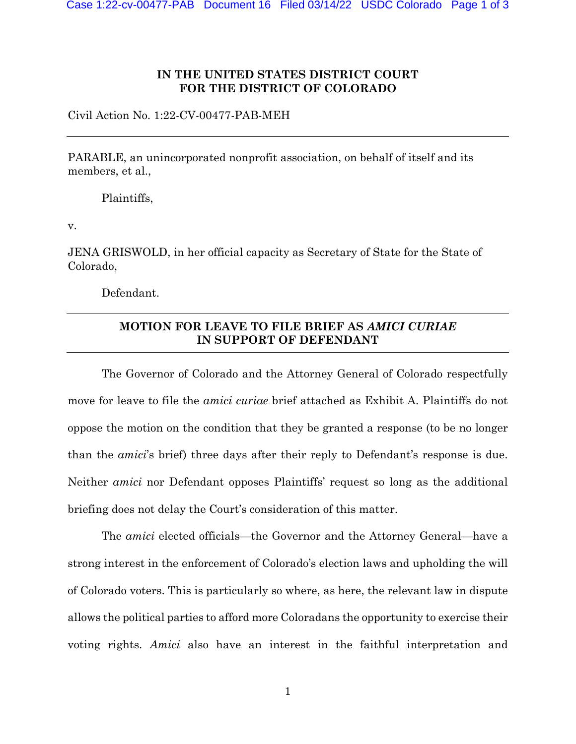**IN THE UNITED STATES DISTRICT COURT**
**FOR THE DISTRICT OF COLORADO**

Civil Action No. 1:22-CV-00477-PAB-MEH

---

PARABLE, an unincorporated nonprofit association, on behalf of itself and its members, et al.,

Plaintiffs,

v.

JENA GRISWOLD, in her official capacity as Secretary of State for the State of Colorado,

Defendant.

---

**MOTION FOR LEAVE TO FILE BRIEF AS *AMICI CURIAE* IN SUPPORT OF DEFENDANT**

---

The Governor of Colorado and the Attorney General of Colorado respectfully move for leave to file the *amici curiae* brief attached as Exhibit A. Plaintiffs do not oppose the motion on the condition that they be granted a response (to be no longer than the *amici*'s brief) three days after their reply to Defendant's response is due. Neither *amici* nor Defendant opposes Plaintiffs' request so long as the additional briefing does not delay the Court's consideration of this matter.

The *amici* elected officials—the Governor and the Attorney General—have a strong interest in the enforcement of Colorado's election laws and upholding the will of Colorado voters. This is particularly so where, as here, the relevant law in dispute allows the political parties to afford more Coloradans the opportunity to exercise their voting rights. *Amici* also have an interest in the faithful interpretation and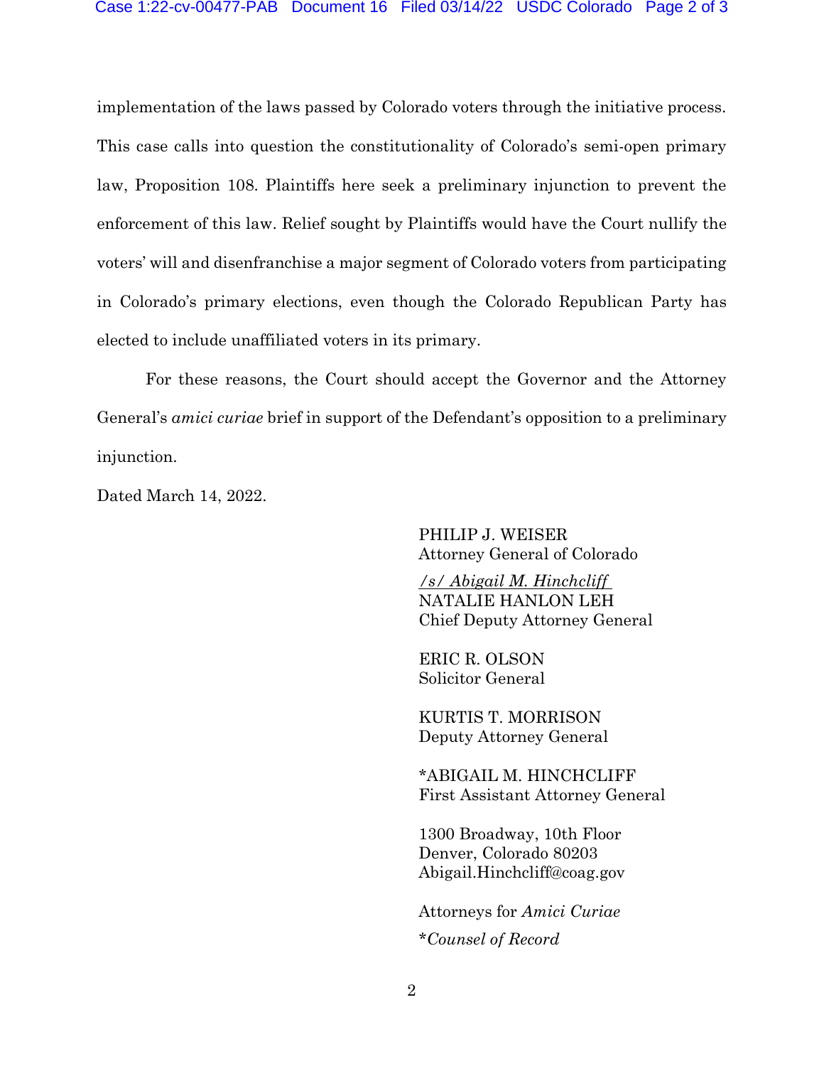implementation of the laws passed by Colorado voters through the initiative process. This case calls into question the constitutionality of Colorado's semi-open primary law, Proposition 108. Plaintiffs here seek a preliminary injunction to prevent the enforcement of this law. Relief sought by Plaintiffs would have the Court nullify the voters' will and disenfranchise a major segment of Colorado voters from participating in Colorado's primary elections, even though the Colorado Republican Party has elected to include unaffiliated voters in its primary.

For these reasons, the Court should accept the Governor and the Attorney General's *amici curiae* brief in support of the Defendant's opposition to a preliminary injunction.

Dated March 14, 2022.

PHILIP J. WEISER
Attorney General of Colorado

*/s/ Abigail M. Hinchcliff*
NATALIE HANLON LEH
Chief Deputy Attorney General

ERIC R. OLSON
Solicitor General

KURTIS T. MORRISON
Deputy Attorney General

*ABIGAIL M. HINCHCLIFF
First Assistant Attorney General

1300 Broadway, 10th Floor
Denver, Colorado 80203
Abigail.Hinchcliff@coag.gov

Attorneys for *Amici Curiae*

**Counsel of Record*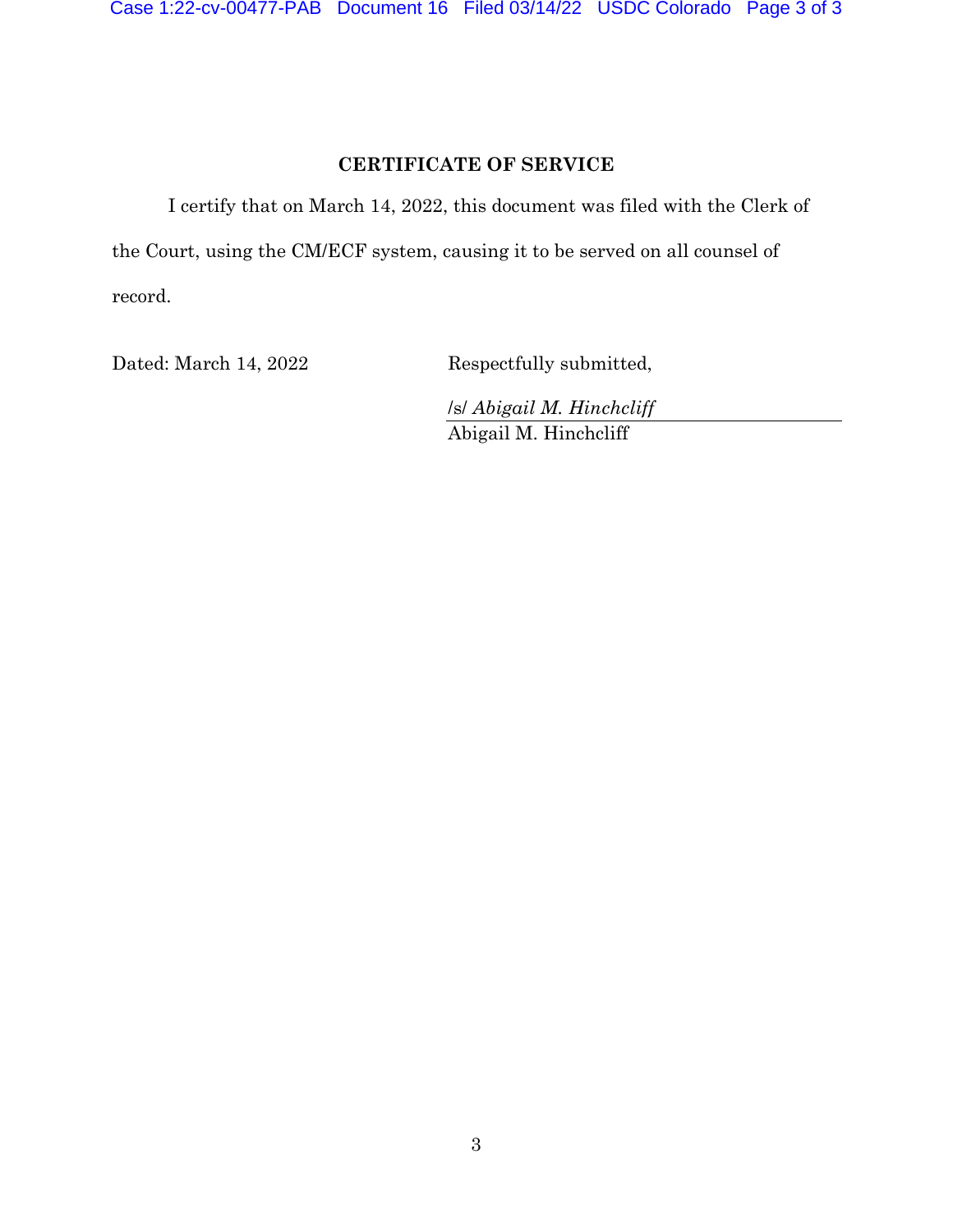## CERTIFICATE OF SERVICE

I certify that on March 14, 2022, this document was filed with the Clerk of the Court, using the CM/ECF system, causing it to be served on all counsel of record.

Dated: March 14, 2022

Respectfully submitted,

/s/ *Abigail M. Hinchcliff*
Abigail M. Hinchcliff